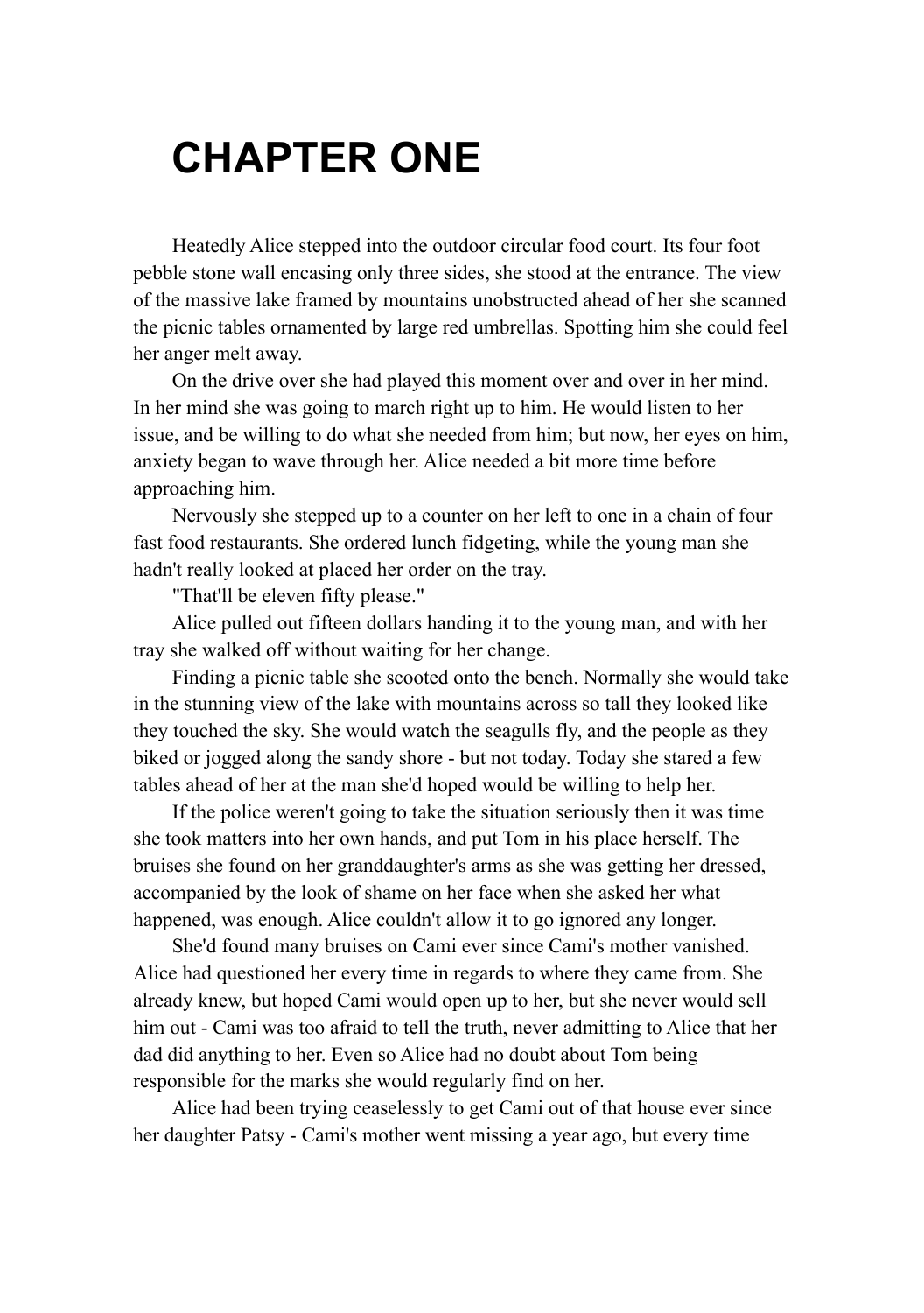# CHAPTER ONE

Heatedly Alice stepped into the outdoor circular food court. Its four foot pebble stone wall encasing only three sides, she stood at the entrance. The view of the massive lake framed by mountains unobstructed ahead of her she scanned the picnic tables ornamented by large red umbrellas. Spotting him she could feel her anger melt away.

On the drive over she had played this moment over and over in her mind. In her mind she was going to march right up to him. He would listen to her issue, and be willing to do what she needed from him; but now, her eyes on him, anxiety began to wave through her. Alice needed a bit more time before approaching him.

Nervously she stepped up to a counter on her left to one in a chain of four fast food restaurants. She ordered lunch fidgeting, while the young man she hadn't really looked at placed her order on the tray.

"That'll be eleven fifty please."

Alice pulled out fifteen dollars handing it to the young man, and with her tray she walked off without waiting for her change.

Finding a picnic table she scooted onto the bench. Normally she would take in the stunning view of the lake with mountains across so tall they looked like they touched the sky. She would watch the seagulls fly, and the people as they biked or jogged along the sandy shore - but not today. Today she stared a few tables ahead of her at the man she'd hoped would be willing to help her.

If the police weren't going to take the situation seriously then it was time she took matters into her own hands, and put Tom in his place herself. The bruises she found on her granddaughter's arms as she was getting her dressed, accompanied by the look of shame on her face when she asked her what happened, was enough. Alice couldn't allow it to go ignored any longer.

She'd found many bruises on Cami ever since Cami's mother vanished. Alice had questioned her every time in regards to where they came from. She already knew, but hoped Cami would open up to her, but she never would sell him out - Cami was too afraid to tell the truth, never admitting to Alice that her dad did anything to her. Even so Alice had no doubt about Tom being responsible for the marks she would regularly find on her.

Alice had been trying ceaselessly to get Cami out of that house ever since her daughter Patsy - Cami's mother went missing a year ago, but every time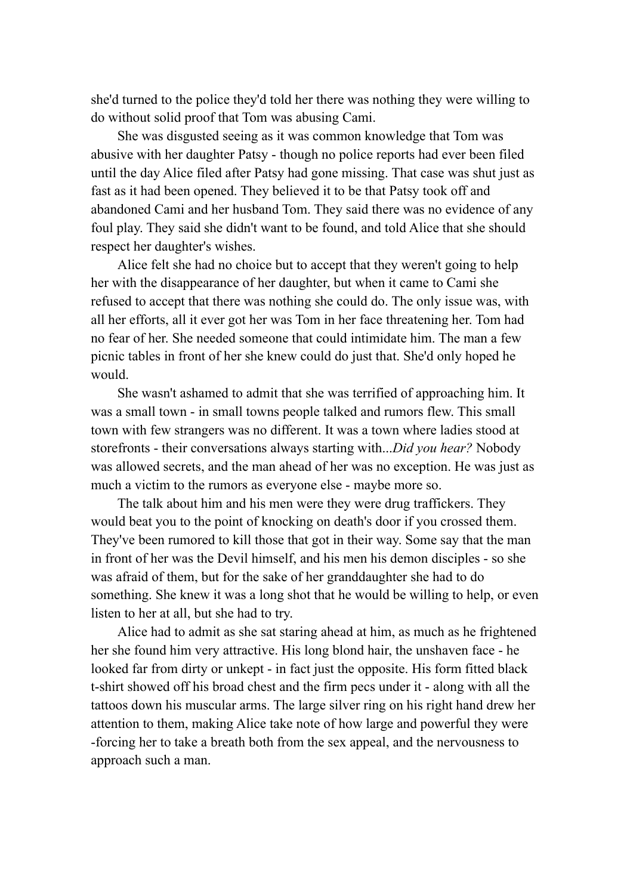she'd turned to the police they'd told her there was nothing they were willing to do without solid proof that Tom was abusing Cami.

She was disgusted seeing as it was common knowledge that Tom was abusive with her daughter Patsy - though no police reports had ever been filed until the day Alice filed after Patsy had gone missing. That case was shut just as fast as it had been opened. They believed it to be that Patsy took off and abandoned Cami and her husband Tom. They said there was no evidence of any foul play. They said she didn't want to be found, and told Alice that she should respect her daughter's wishes.

Alice felt she had no choice but to accept that they weren't going to help her with the disappearance of her daughter, but when it came to Cami she refused to accept that there was nothing she could do. The only issue was, with all her efforts, all it ever got her was Tom in her face threatening her. Tom had no fear of her. She needed someone that could intimidate him. The man a few picnic tables in front of her she knew could do just that. She'd only hoped he would.

She wasn't ashamed to admit that she was terrified of approaching him. It was a small town - in small towns people talked and rumors flew. This small town with few strangers was no different. It was a town where ladies stood at storefronts - their conversations always starting with...*Did you hear?* Nobody was allowed secrets, and the man ahead of her was no exception. He was just as much a victim to the rumors as everyone else - maybe more so.

The talk about him and his men were they were drug traffickers. They would beat you to the point of knocking on death's door if you crossed them. They've been rumored to kill those that got in their way. Some say that the man in front of her was the Devil himself, and his men his demon disciples - so she was afraid of them, but for the sake of her granddaughter she had to do something. She knew it was a long shot that he would be willing to help, or even listen to her at all, but she had to try.

Alice had to admit as she sat staring ahead at him, as much as he frightened her she found him very attractive. His long blond hair, the unshaven face - he looked far from dirty or unkept - in fact just the opposite. His form fitted black t-shirt showed off his broad chest and the firm pecs under it - along with all the tattoos down his muscular arms. The large silver ring on his right hand drew her attention to them, making Alice take note of how large and powerful they were -forcing her to take a breath both from the sex appeal, and the nervousness to approach such a man.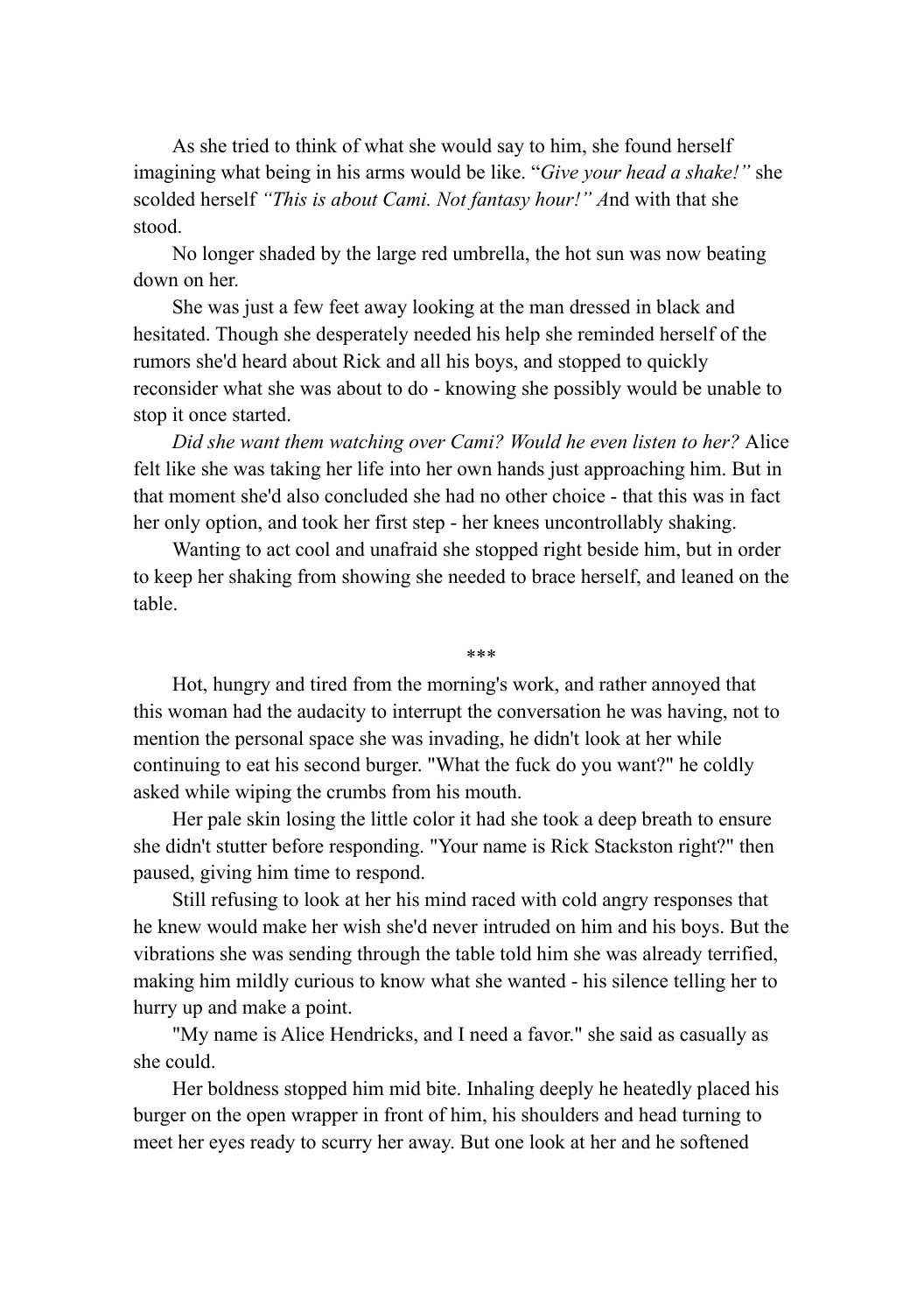As she tried to think of what she would say to him, she found herself imagining what being in his arms would be like. "*Give your head a shake!"* she scolded herself *"This is about Cami. Not fantasy hour!" A*nd with that she stood.

No longer shaded by the large red umbrella, the hot sun was now beating down on her.

She was just a few feet away looking at the man dressed in black and hesitated. Though she desperately needed his help she reminded herself of the rumors she'd heard about Rick and all his boys, and stopped to quickly reconsider what she was about to do - knowing she possibly would be unable to stop it once started.

*Did she want them watching over Cami? Would he even listen to her?* Alice felt like she was taking her life into her own hands just approaching him. But in that moment she'd also concluded she had no other choice - that this was in fact her only option, and took her first step - her knees uncontrollably shaking.

Wanting to act cool and unafraid she stopped right beside him, but in order to keep her shaking from showing she needed to brace herself, and leaned on the table.

\*\*\*

Hot, hungry and tired from the morning's work, and rather annoyed that this woman had the audacity to interrupt the conversation he was having, not to mention the personal space she was invading, he didn't look at her while continuing to eat his second burger. "What the fuck do you want?" he coldly asked while wiping the crumbs from his mouth.

Her pale skin losing the little color it had she took a deep breath to ensure she didn't stutter before responding. "Your name is Rick Stackston right?" then paused, giving him time to respond.

Still refusing to look at her his mind raced with cold angry responses that he knew would make her wish she'd never intruded on him and his boys. But the vibrations she was sending through the table told him she was already terrified, making him mildly curious to know what she wanted - his silence telling her to hurry up and make a point.

"My name is Alice Hendricks, and I need a favor." she said as casually as she could.

Her boldness stopped him mid bite. Inhaling deeply he heatedly placed his burger on the open wrapper in front of him, his shoulders and head turning to meet her eyes ready to scurry her away. But one look at her and he softened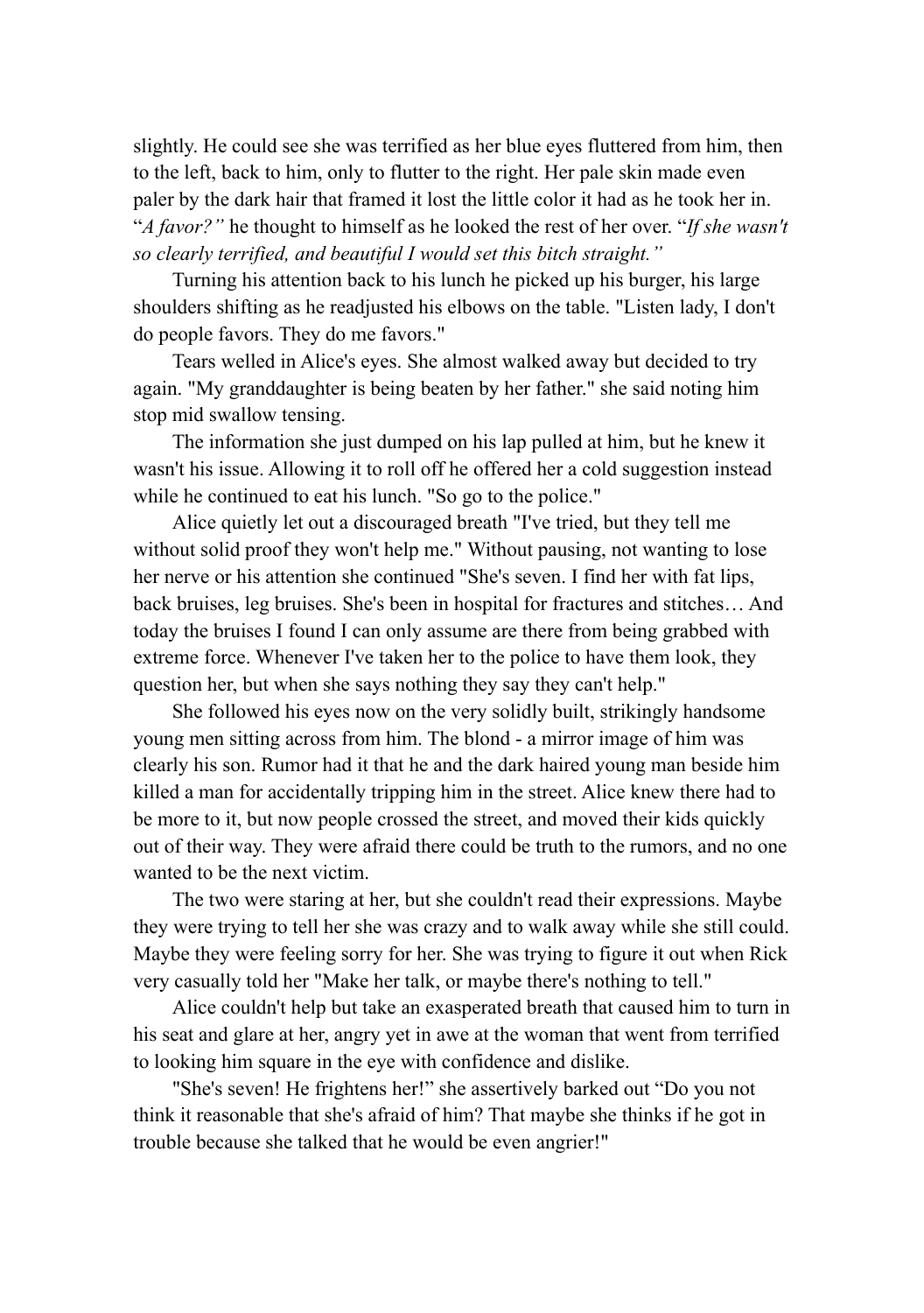slightly. He could see she was terrified as her blue eyes fluttered from him, then to the left, back to him, only to flutter to the right. Her pale skin made even paler by the dark hair that framed it lost the little color it had as he took her in. "*A favor?"* he thought to himself as he looked the rest of her over. "*If she wasn't so clearly terrified, and beautiful I would set this bitch straight."*

Turning his attention back to his lunch he picked up his burger, his large shoulders shifting as he readjusted his elbows on the table. "Listen lady, I don't do people favors. They do me favors."

Tears welled in Alice's eyes. She almost walked away but decided to try again. "My granddaughter is being beaten by her father." she said noting him stop mid swallow tensing.

The information she just dumped on his lap pulled at him, but he knew it wasn't his issue. Allowing it to roll off he offered her a cold suggestion instead while he continued to eat his lunch. "So go to the police."

Alice quietly let out a discouraged breath "I've tried, but they tell me without solid proof they won't help me." Without pausing, not wanting to lose her nerve or his attention she continued "She's seven. I find her with fat lips, back bruises, leg bruises. She's been in hospital for fractures and stitches… And today the bruises I found I can only assume are there from being grabbed with extreme force. Whenever I've taken her to the police to have them look, they question her, but when she says nothing they say they can't help."

She followed his eyes now on the very solidly built, strikingly handsome young men sitting across from him. The blond - a mirror image of him was clearly his son. Rumor had it that he and the dark haired young man beside him killed a man for accidentally tripping him in the street. Alice knew there had to be more to it, but now people crossed the street, and moved their kids quickly out of their way. They were afraid there could be truth to the rumors, and no one wanted to be the next victim.

The two were staring at her, but she couldn't read their expressions. Maybe they were trying to tell her she was crazy and to walk away while she still could. Maybe they were feeling sorry for her. She was trying to figure it out when Rick very casually told her "Make her talk, or maybe there's nothing to tell."

Alice couldn't help but take an exasperated breath that caused him to turn in his seat and glare at her, angry yet in awe at the woman that went from terrified to looking him square in the eye with confidence and dislike.

"She's seven! He frightens her!" she assertively barked out "Do you not think it reasonable that she's afraid of him? That maybe she thinks if he got in trouble because she talked that he would be even angrier!"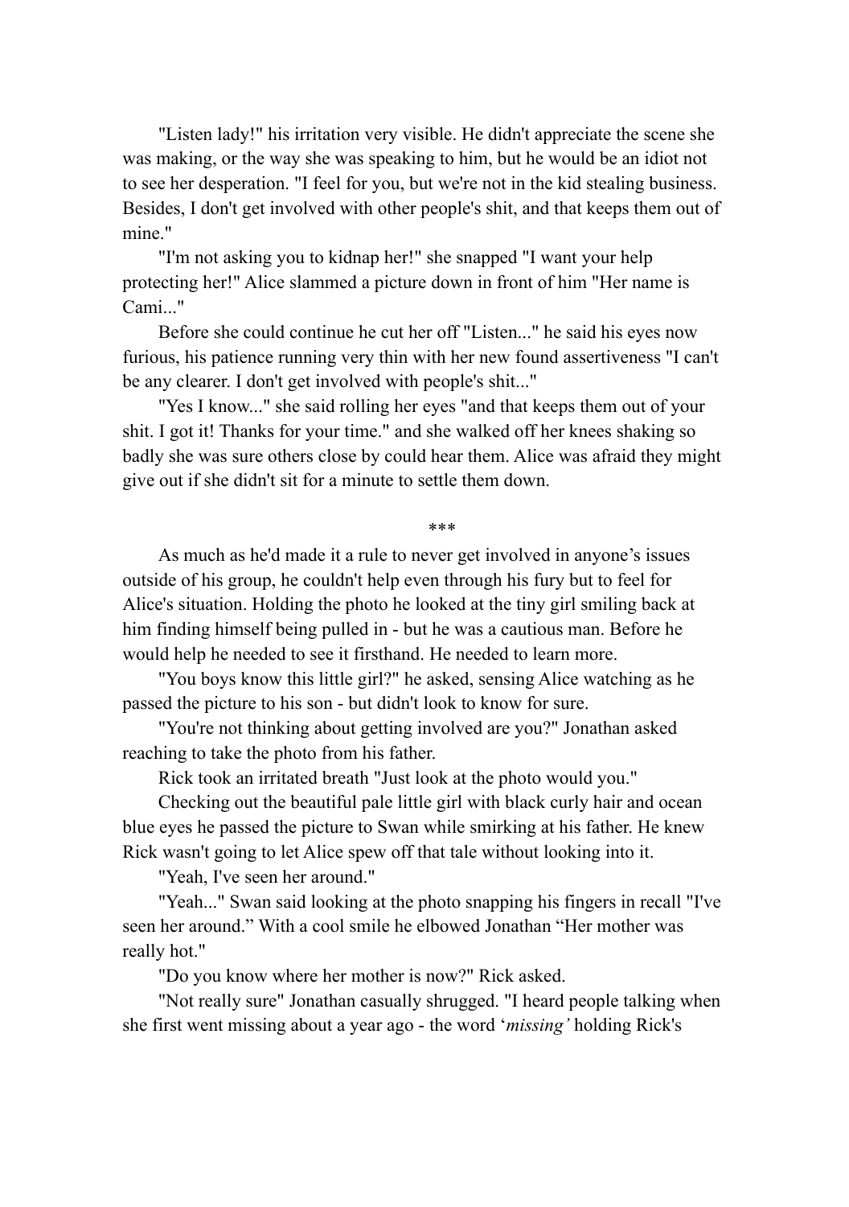"Listen lady!" his irritation very visible. He didn't appreciate the scene she was making, or the way she was speaking to him, but he would be an idiot not to see her desperation. "I feel for you, but we're not in the kid stealing business. Besides, I don't get involved with other people's shit, and that keeps them out of mine."

"I'm not asking you to kidnap her!" she snapped "I want your help protecting her!" Alice slammed a picture down in front of him "Her name is Cami..."

Before she could continue he cut her off "Listen..." he said his eyes now furious, his patience running very thin with her new found assertiveness "I can't be any clearer. I don't get involved with people's shit..."

"Yes I know..." she said rolling her eyes "and that keeps them out of your shit. I got it! Thanks for your time." and she walked off her knees shaking so badly she was sure others close by could hear them. Alice was afraid they might give out if she didn't sit for a minute to settle them down.

\*\*\*

As much as he'd made it a rule to never get involved in anyone's issues outside of his group, he couldn't help even through his fury but to feel for Alice's situation. Holding the photo he looked at the tiny girl smiling back at him finding himself being pulled in - but he was a cautious man. Before he would help he needed to see it firsthand. He needed to learn more.

"You boys know this little girl?" he asked, sensing Alice watching as he passed the picture to his son - but didn't look to know for sure.

"You're not thinking about getting involved are you?" Jonathan asked reaching to take the photo from his father.

Rick took an irritated breath "Just look at the photo would you."

Checking out the beautiful pale little girl with black curly hair and ocean blue eyes he passed the picture to Swan while smirking at his father. He knew Rick wasn't going to let Alice spew off that tale without looking into it.

"Yeah, I've seen her around."

"Yeah..." Swan said looking at the photo snapping his fingers in recall "I've seen her around." With a cool smile he elbowed Jonathan "Her mother was really hot."

"Do you know where her mother is now?" Rick asked.

"Not really sure" Jonathan casually shrugged. "I heard people talking when she first went missing about a year ago - the word '*missing*' holding Rick's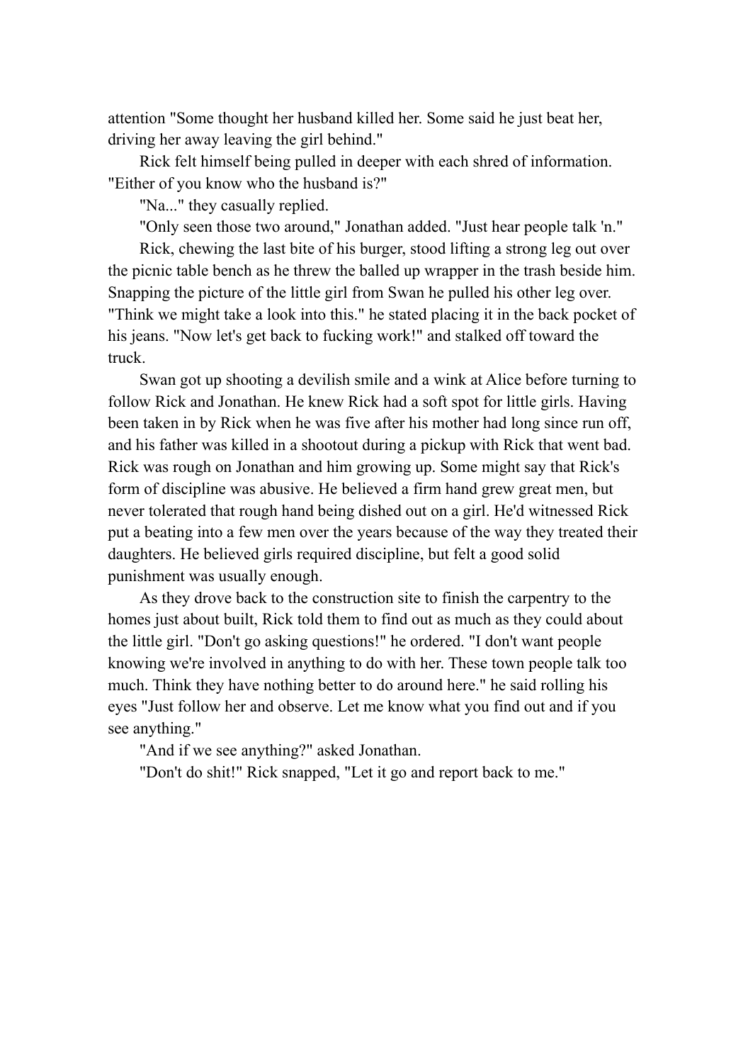attention "Some thought her husband killed her. Some said he just beat her, driving her away leaving the girl behind."

Rick felt himself being pulled in deeper with each shred of information. "Either of you know who the husband is?"

"Na..." they casually replied.

"Only seen those two around," Jonathan added. "Just hear people talk 'n."

Rick, chewing the last bite of his burger, stood lifting a strong leg out over the picnic table bench as he threw the balled up wrapper in the trash beside him. Snapping the picture of the little girl from Swan he pulled his other leg over. "Think we might take a look into this." he stated placing it in the back pocket of his jeans. "Now let's get back to fucking work!" and stalked off toward the truck.

Swan got up shooting a devilish smile and a wink at Alice before turning to follow Rick and Jonathan. He knew Rick had a soft spot for little girls. Having been taken in by Rick when he was five after his mother had long since run off, and his father was killed in a shootout during a pickup with Rick that went bad. Rick was rough on Jonathan and him growing up. Some might say that Rick's form of discipline was abusive. He believed a firm hand grew great men, but never tolerated that rough hand being dished out on a girl. He'd witnessed Rick put a beating into a few men over the years because of the way they treated their daughters. He believed girls required discipline, but felt a good solid punishment was usually enough.

As they drove back to the construction site to finish the carpentry to the homes just about built, Rick told them to find out as much as they could about the little girl. "Don't go asking questions!" he ordered. "I don't want people knowing we're involved in anything to do with her. These town people talk too much. Think they have nothing better to do around here." he said rolling his eyes "Just follow her and observe. Let me know what you find out and if you see anything."

"And if we see anything?" asked Jonathan.

"Don't do shit!" Rick snapped, "Let it go and report back to me."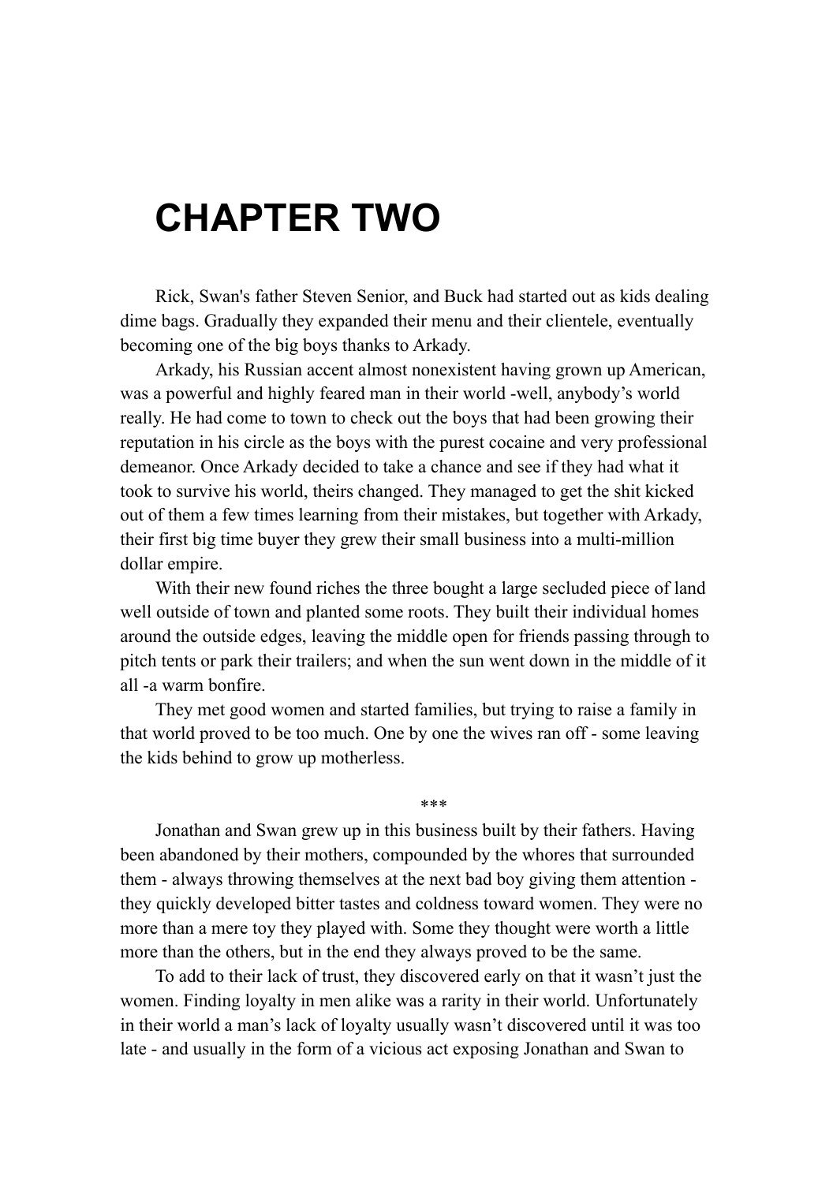# CHAPTER TWO

Rick, Swan's father Steven Senior, and Buck had started out as kids dealing dime bags. Gradually they expanded their menu and their clientele, eventually becoming one of the big boys thanks to Arkady.

Arkady, his Russian accent almost nonexistent having grown up American, was a powerful and highly feared man in their world -well, anybody's world really. He had come to town to check out the boys that had been growing their reputation in his circle as the boys with the purest cocaine and very professional demeanor. Once Arkady decided to take a chance and see if they had what it took to survive his world, theirs changed. They managed to get the shit kicked out of them a few times learning from their mistakes, but together with Arkady, their first big time buyer they grew their small business into a multi-million dollar empire.

With their new found riches the three bought a large secluded piece of land well outside of town and planted some roots. They built their individual homes around the outside edges, leaving the middle open for friends passing through to pitch tents or park their trailers; and when the sun went down in the middle of it all -a warm bonfire.

They met good women and started families, but trying to raise a family in that world proved to be too much. One by one the wives ran off - some leaving the kids behind to grow up motherless.

\*\*\*

Jonathan and Swan grew up in this business built by their fathers. Having been abandoned by their mothers, compounded by the whores that surrounded them - always throwing themselves at the next bad boy giving them attention - they quickly developed bitter tastes and coldness toward women. They were no more than a mere toy they played with. Some they thought were worth a little more than the others, but in the end they always proved to be the same.

To add to their lack of trust, they discovered early on that it wasn't just the women. Finding loyalty in men alike was a rarity in their world. Unfortunately in their world a man's lack of loyalty usually wasn't discovered until it was too late - and usually in the form of a vicious act exposing Jonathan and Swan to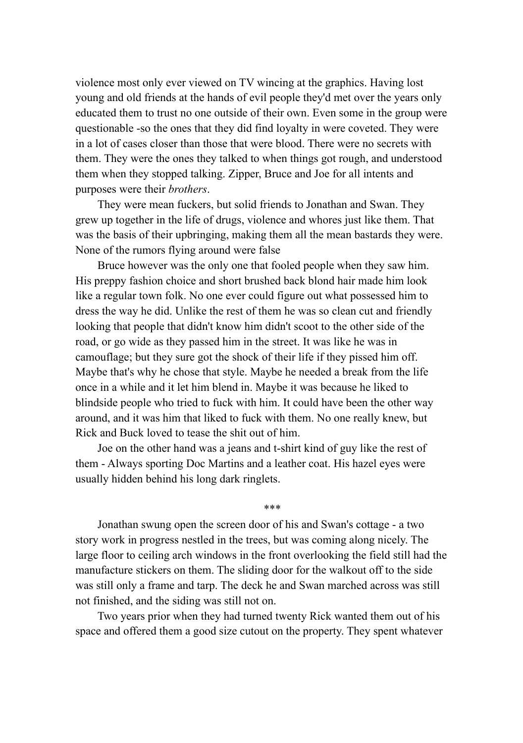violence most only ever viewed on TV wincing at the graphics. Having lost young and old friends at the hands of evil people they'd met over the years only educated them to trust no one outside of their own. Even some in the group were questionable -so the ones that they did find loyalty in were coveted. They were in a lot of cases closer than those that were blood. There were no secrets with them. They were the ones they talked to when things got rough, and understood them when they stopped talking. Zipper, Bruce and Joe for all intents and purposes were their *brothers*.

They were mean fuckers, but solid friends to Jonathan and Swan. They grew up together in the life of drugs, violence and whores just like them. That was the basis of their upbringing, making them all the mean bastards they were. None of the rumors flying around were false

Bruce however was the only one that fooled people when they saw him. His preppy fashion choice and short brushed back blond hair made him look like a regular town folk. No one ever could figure out what possessed him to dress the way he did. Unlike the rest of them he was so clean cut and friendly looking that people that didn't know him didn't scoot to the other side of the road, or go wide as they passed him in the street. It was like he was in camouflage; but they sure got the shock of their life if they pissed him off. Maybe that's why he chose that style. Maybe he needed a break from the life once in a while and it let him blend in. Maybe it was because he liked to blindside people who tried to fuck with him. It could have been the other way around, and it was him that liked to fuck with them. No one really knew, but Rick and Buck loved to tease the shit out of him.

Joe on the other hand was a jeans and t-shirt kind of guy like the rest of them - Always sporting Doc Martins and a leather coat. His hazel eyes were usually hidden behind his long dark ringlets.

\*\*\*

Jonathan swung open the screen door of his and Swan's cottage - a two story work in progress nestled in the trees, but was coming along nicely. The large floor to ceiling arch windows in the front overlooking the field still had the manufacture stickers on them. The sliding door for the walkout off to the side was still only a frame and tarp. The deck he and Swan marched across was still not finished, and the siding was still not on.

Two years prior when they had turned twenty Rick wanted them out of his space and offered them a good size cutout on the property. They spent whatever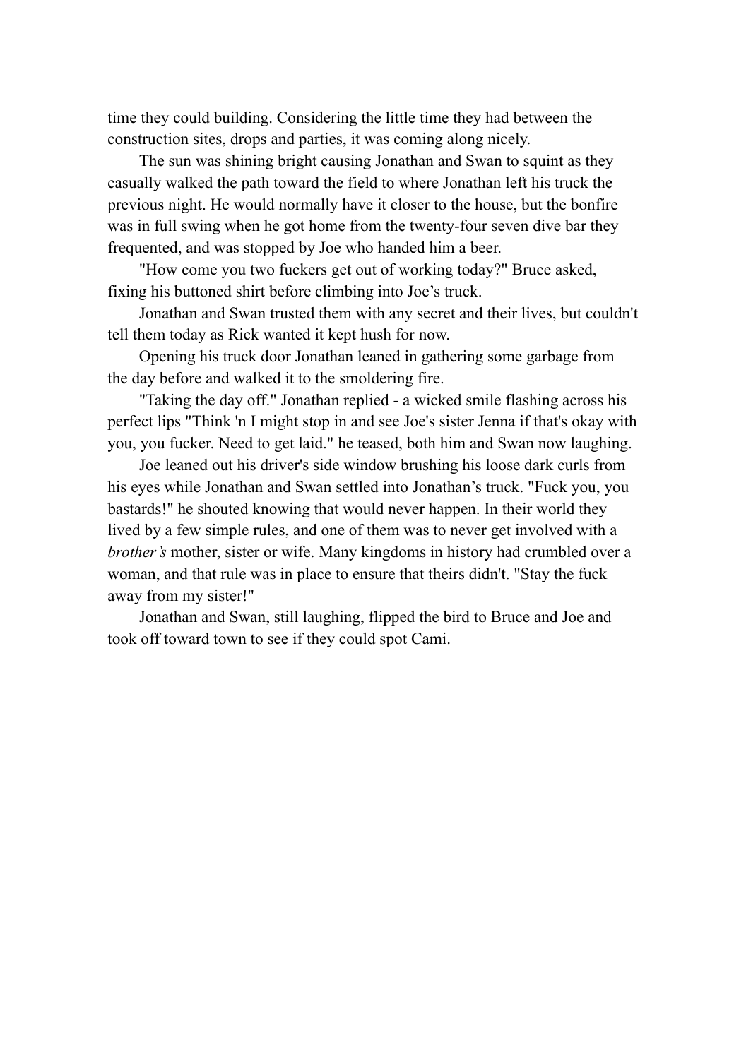time they could building. Considering the little time they had between the construction sites, drops and parties, it was coming along nicely.

The sun was shining bright causing Jonathan and Swan to squint as they casually walked the path toward the field to where Jonathan left his truck the previous night. He would normally have it closer to the house, but the bonfire was in full swing when he got home from the twenty-four seven dive bar they frequented, and was stopped by Joe who handed him a beer.

"How come you two fuckers get out of working today?" Bruce asked, fixing his buttoned shirt before climbing into Joe's truck.

Jonathan and Swan trusted them with any secret and their lives, but couldn't tell them today as Rick wanted it kept hush for now.

Opening his truck door Jonathan leaned in gathering some garbage from the day before and walked it to the smoldering fire.

"Taking the day off." Jonathan replied - a wicked smile flashing across his perfect lips "Think 'n I might stop in and see Joe's sister Jenna if that's okay with you, you fucker. Need to get laid." he teased, both him and Swan now laughing.

Joe leaned out his driver's side window brushing his loose dark curls from his eyes while Jonathan and Swan settled into Jonathan's truck. "Fuck you, you bastards!" he shouted knowing that would never happen. In their world they lived by a few simple rules, and one of them was to never get involved with a *brother's* mother, sister or wife. Many kingdoms in history had crumbled over a woman, and that rule was in place to ensure that theirs didn't. "Stay the fuck away from my sister!"

Jonathan and Swan, still laughing, flipped the bird to Bruce and Joe and took off toward town to see if they could spot Cami.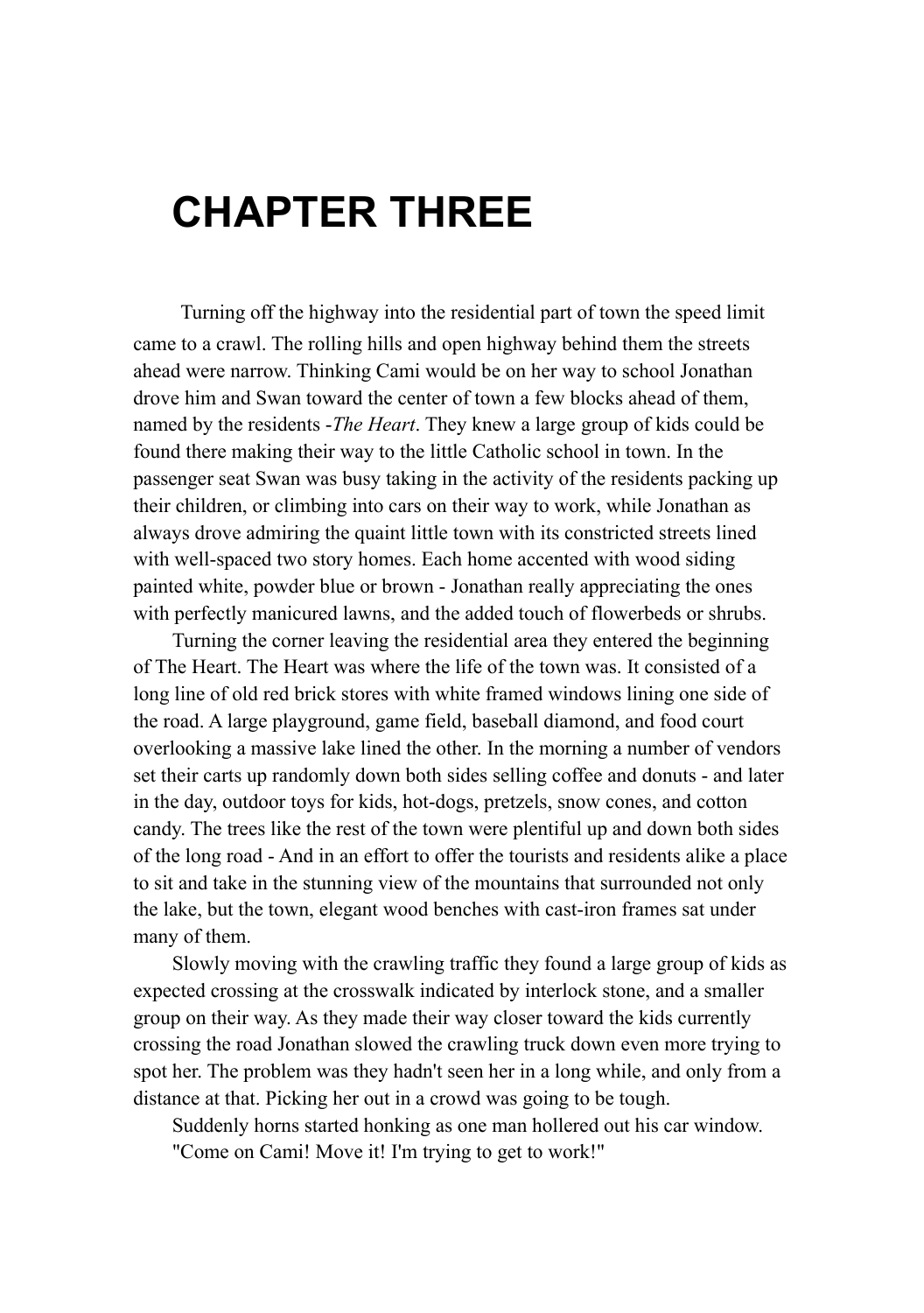# CHAPTER THREE

Turning off the highway into the residential part of town the speed limit came to a crawl. The rolling hills and open highway behind them the streets ahead were narrow. Thinking Cami would be on her way to school Jonathan drove him and Swan toward the center of town a few blocks ahead of them, named by the residents -*The Heart*. They knew a large group of kids could be found there making their way to the little Catholic school in town. In the passenger seat Swan was busy taking in the activity of the residents packing up their children, or climbing into cars on their way to work, while Jonathan as always drove admiring the quaint little town with its constricted streets lined with well-spaced two story homes. Each home accented with wood siding painted white, powder blue or brown - Jonathan really appreciating the ones with perfectly manicured lawns, and the added touch of flowerbeds or shrubs.

Turning the corner leaving the residential area they entered the beginning of The Heart. The Heart was where the life of the town was. It consisted of a long line of old red brick stores with white framed windows lining one side of the road. A large playground, game field, baseball diamond, and food court overlooking a massive lake lined the other. In the morning a number of vendors set their carts up randomly down both sides selling coffee and donuts - and later in the day, outdoor toys for kids, hot-dogs, pretzels, snow cones, and cotton candy. The trees like the rest of the town were plentiful up and down both sides of the long road - And in an effort to offer the tourists and residents alike a place to sit and take in the stunning view of the mountains that surrounded not only the lake, but the town, elegant wood benches with cast-iron frames sat under many of them.

Slowly moving with the crawling traffic they found a large group of kids as expected crossing at the crosswalk indicated by interlock stone, and a smaller group on their way. As they made their way closer toward the kids currently crossing the road Jonathan slowed the crawling truck down even more trying to spot her. The problem was they hadn't seen her in a long while, and only from a distance at that. Picking her out in a crowd was going to be tough.

Suddenly horns started honking as one man hollered out his car window.

"Come on Cami! Move it! I'm trying to get to work!"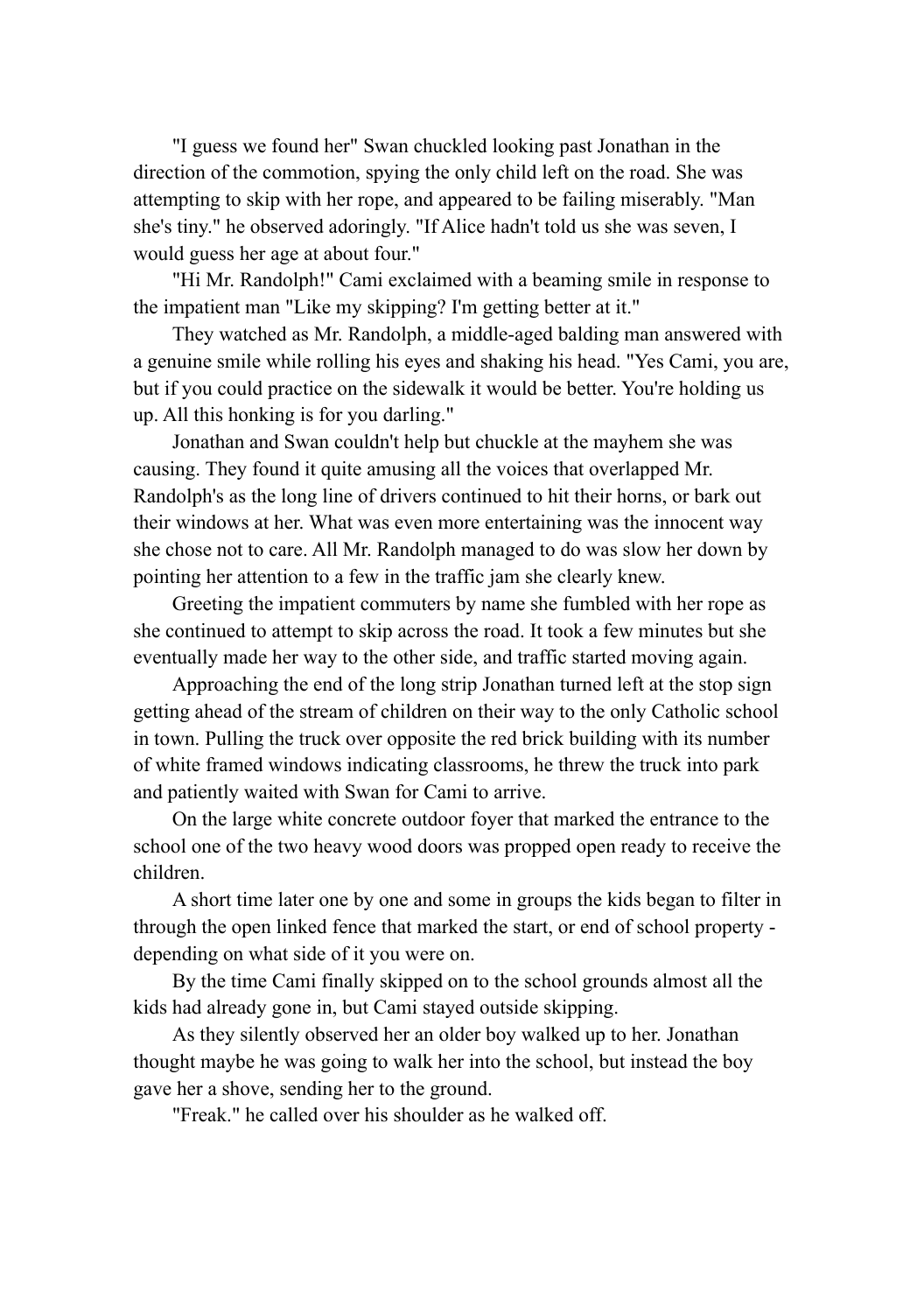"I guess we found her" Swan chuckled looking past Jonathan in the direction of the commotion, spying the only child left on the road. She was attempting to skip with her rope, and appeared to be failing miserably. "Man she's tiny." he observed adoringly. "If Alice hadn't told us she was seven, I would guess her age at about four."

"Hi Mr. Randolph!" Cami exclaimed with a beaming smile in response to the impatient man "Like my skipping? I'm getting better at it."

They watched as Mr. Randolph, a middle-aged balding man answered with a genuine smile while rolling his eyes and shaking his head. "Yes Cami, you are, but if you could practice on the sidewalk it would be better. You're holding us up. All this honking is for you darling."

Jonathan and Swan couldn't help but chuckle at the mayhem she was causing. They found it quite amusing all the voices that overlapped Mr. Randolph's as the long line of drivers continued to hit their horns, or bark out their windows at her. What was even more entertaining was the innocent way she chose not to care. All Mr. Randolph managed to do was slow her down by pointing her attention to a few in the traffic jam she clearly knew.

Greeting the impatient commuters by name she fumbled with her rope as she continued to attempt to skip across the road. It took a few minutes but she eventually made her way to the other side, and traffic started moving again.

Approaching the end of the long strip Jonathan turned left at the stop sign getting ahead of the stream of children on their way to the only Catholic school in town. Pulling the truck over opposite the red brick building with its number of white framed windows indicating classrooms, he threw the truck into park and patiently waited with Swan for Cami to arrive.

On the large white concrete outdoor foyer that marked the entrance to the school one of the two heavy wood doors was propped open ready to receive the children.

A short time later one by one and some in groups the kids began to filter in through the open linked fence that marked the start, or end of school property - depending on what side of it you were on.

By the time Cami finally skipped on to the school grounds almost all the kids had already gone in, but Cami stayed outside skipping.

As they silently observed her an older boy walked up to her. Jonathan thought maybe he was going to walk her into the school, but instead the boy gave her a shove, sending her to the ground.

"Freak." he called over his shoulder as he walked off.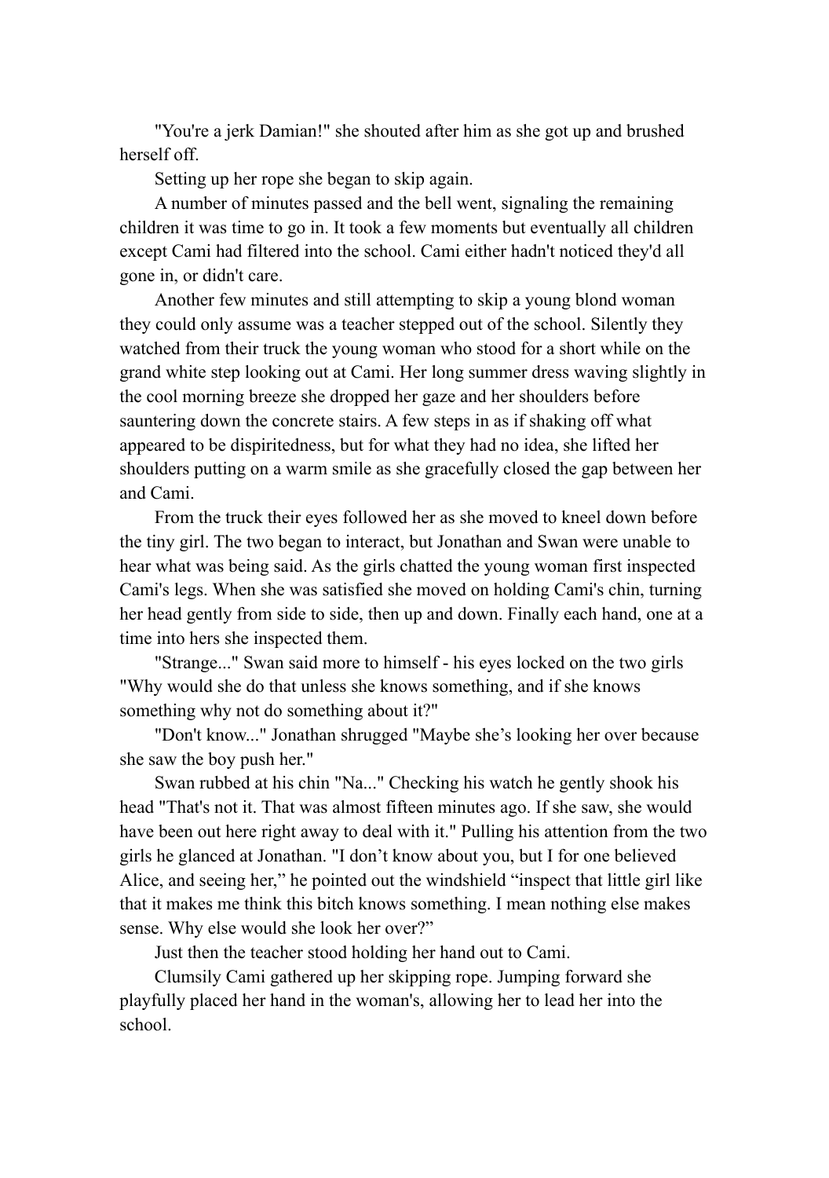"You're a jerk Damian!" she shouted after him as she got up and brushed herself off.

Setting up her rope she began to skip again.

A number of minutes passed and the bell went, signaling the remaining children it was time to go in. It took a few moments but eventually all children except Cami had filtered into the school. Cami either hadn't noticed they'd all gone in, or didn't care.

Another few minutes and still attempting to skip a young blond woman they could only assume was a teacher stepped out of the school. Silently they watched from their truck the young woman who stood for a short while on the grand white step looking out at Cami. Her long summer dress waving slightly in the cool morning breeze she dropped her gaze and her shoulders before sauntering down the concrete stairs. A few steps in as if shaking off what appeared to be dispiritedness, but for what they had no idea, she lifted her shoulders putting on a warm smile as she gracefully closed the gap between her and Cami.

From the truck their eyes followed her as she moved to kneel down before the tiny girl. The two began to interact, but Jonathan and Swan were unable to hear what was being said. As the girls chatted the young woman first inspected Cami's legs. When she was satisfied she moved on holding Cami's chin, turning her head gently from side to side, then up and down. Finally each hand, one at a time into hers she inspected them.

"Strange..." Swan said more to himself - his eyes locked on the two girls "Why would she do that unless she knows something, and if she knows something why not do something about it?"

"Don't know..." Jonathan shrugged "Maybe she's looking her over because she saw the boy push her."

Swan rubbed at his chin "Na..." Checking his watch he gently shook his head "That's not it. That was almost fifteen minutes ago. If she saw, she would have been out here right away to deal with it." Pulling his attention from the two girls he glanced at Jonathan. "I don't know about you, but I for one believed Alice, and seeing her," he pointed out the windshield "inspect that little girl like that it makes me think this bitch knows something. I mean nothing else makes sense. Why else would she look her over?"

Just then the teacher stood holding her hand out to Cami.

Clumsily Cami gathered up her skipping rope. Jumping forward she playfully placed her hand in the woman's, allowing her to lead her into the school.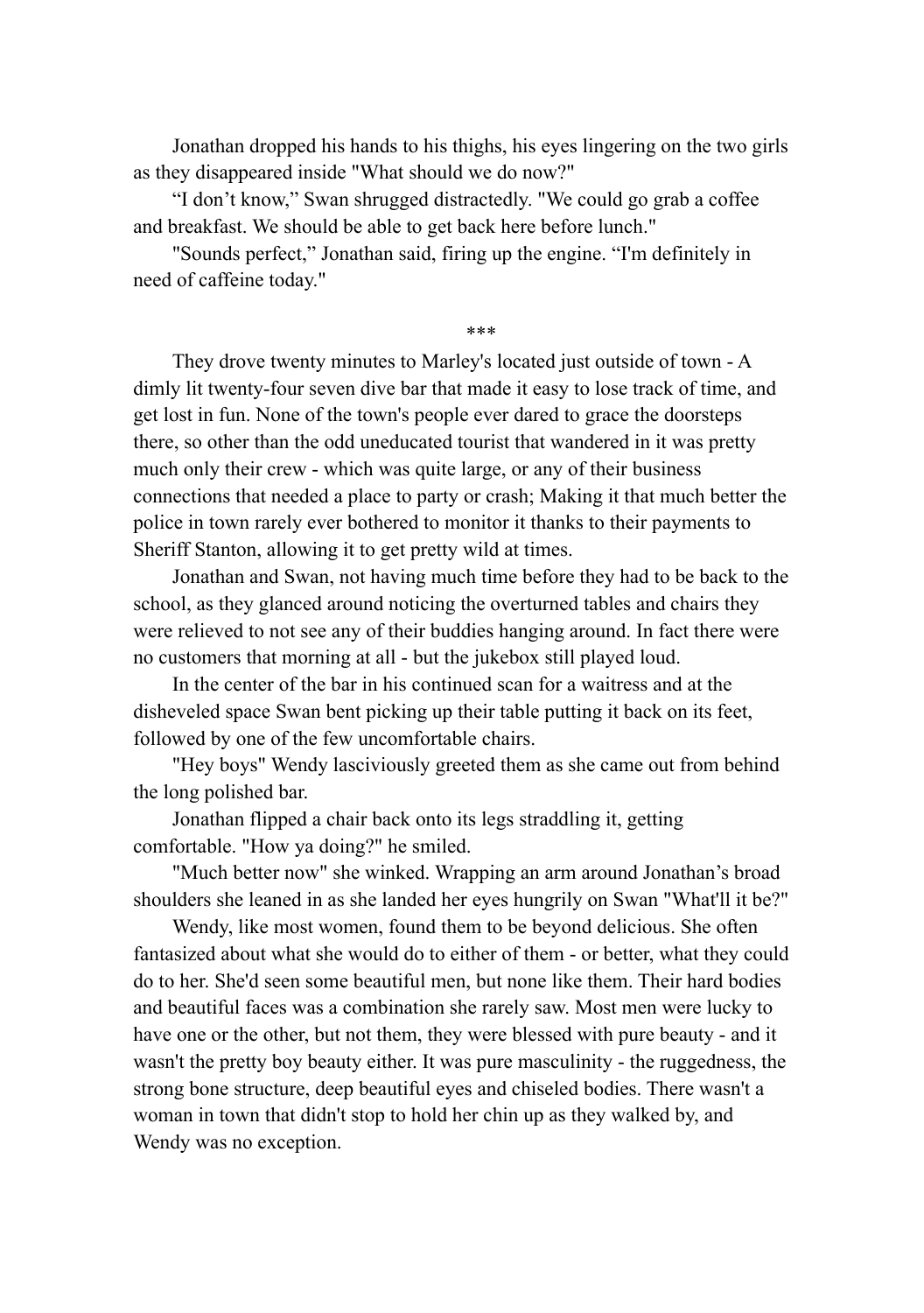Jonathan dropped his hands to his thighs, his eyes lingering on the two girls as they disappeared inside "What should we do now?"

“I don’t know,” Swan shrugged distractedly. "We could go grab a coffee and breakfast. We should be able to get back here before lunch."

"Sounds perfect,” Jonathan said, firing up the engine. “I'm definitely in need of caffeine today."

***

They drove twenty minutes to Marley's located just outside of town - A dimly lit twenty-four seven dive bar that made it easy to lose track of time, and get lost in fun. None of the town's people ever dared to grace the doorsteps there, so other than the odd uneducated tourist that wandered in it was pretty much only their crew - which was quite large, or any of their business connections that needed a place to party or crash; Making it that much better the police in town rarely ever bothered to monitor it thanks to their payments to Sheriff Stanton, allowing it to get pretty wild at times.

Jonathan and Swan, not having much time before they had to be back to the school, as they glanced around noticing the overturned tables and chairs they were relieved to not see any of their buddies hanging around. In fact there were no customers that morning at all - but the jukebox still played loud.

In the center of the bar in his continued scan for a waitress and at the disheveled space Swan bent picking up their table putting it back on its feet, followed by one of the few uncomfortable chairs.

"Hey boys" Wendy lasciviously greeted them as she came out from behind the long polished bar.

Jonathan flipped a chair back onto its legs straddling it, getting comfortable. "How ya doing?" he smiled.

"Much better now" she winked. Wrapping an arm around Jonathan’s broad shoulders she leaned in as she landed her eyes hungrily on Swan "What'll it be?"

Wendy, like most women, found them to be beyond delicious. She often fantasized about what she would do to either of them - or better, what they could do to her. She'd seen some beautiful men, but none like them. Their hard bodies and beautiful faces was a combination she rarely saw. Most men were lucky to have one or the other, but not them, they were blessed with pure beauty - and it wasn't the pretty boy beauty either. It was pure masculinity - the ruggedness, the strong bone structure, deep beautiful eyes and chiseled bodies. There wasn't a woman in town that didn't stop to hold her chin up as they walked by, and Wendy was no exception.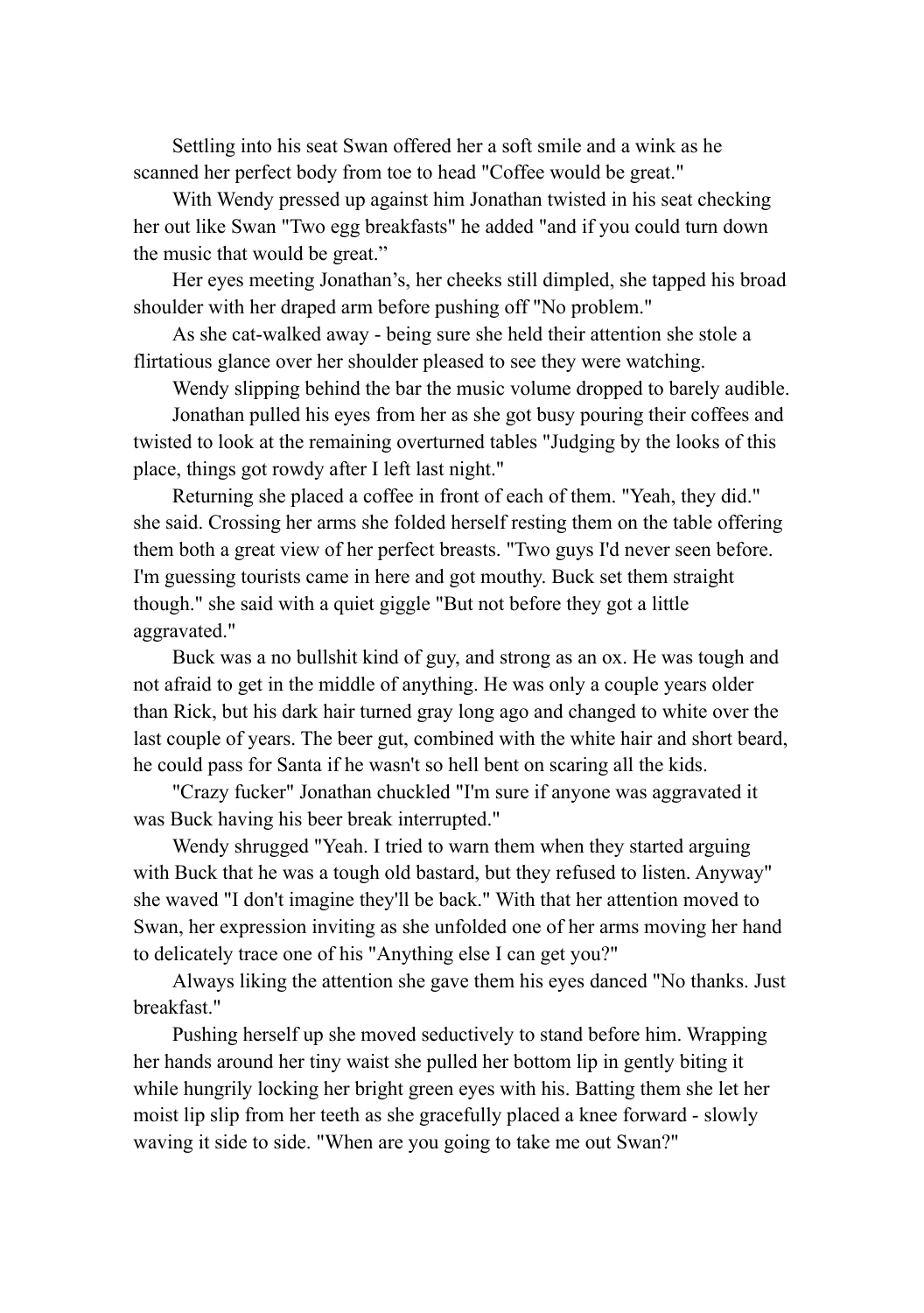Settling into his seat Swan offered her a soft smile and a wink as he scanned her perfect body from toe to head "Coffee would be great."

With Wendy pressed up against him Jonathan twisted in his seat checking her out like Swan "Two egg breakfasts" he added "and if you could turn down the music that would be great."

Her eyes meeting Jonathan's, her cheeks still dimpled, she tapped his broad shoulder with her draped arm before pushing off "No problem."

As she cat-walked away - being sure she held their attention she stole a flirtatious glance over her shoulder pleased to see they were watching.

Wendy slipping behind the bar the music volume dropped to barely audible.

Jonathan pulled his eyes from her as she got busy pouring their coffees and twisted to look at the remaining overturned tables "Judging by the looks of this place, things got rowdy after I left last night."

Returning she placed a coffee in front of each of them. "Yeah, they did." she said. Crossing her arms she folded herself resting them on the table offering them both a great view of her perfect breasts. "Two guys I'd never seen before. I'm guessing tourists came in here and got mouthy. Buck set them straight though." she said with a quiet giggle "But not before they got a little aggravated."

Buck was a no bullshit kind of guy, and strong as an ox. He was tough and not afraid to get in the middle of anything. He was only a couple years older than Rick, but his dark hair turned gray long ago and changed to white over the last couple of years. The beer gut, combined with the white hair and short beard, he could pass for Santa if he wasn't so hell bent on scaring all the kids.

"Crazy fucker" Jonathan chuckled "I'm sure if anyone was aggravated it was Buck having his beer break interrupted."

Wendy shrugged "Yeah. I tried to warn them when they started arguing with Buck that he was a tough old bastard, but they refused to listen. Anyway" she waved "I don't imagine they'll be back." With that her attention moved to Swan, her expression inviting as she unfolded one of her arms moving her hand to delicately trace one of his "Anything else I can get you?"

Always liking the attention she gave them his eyes danced "No thanks. Just breakfast."

Pushing herself up she moved seductively to stand before him. Wrapping her hands around her tiny waist she pulled her bottom lip in gently biting it while hungrily locking her bright green eyes with his. Batting them she let her moist lip slip from her teeth as she gracefully placed a knee forward - slowly waving it side to side. "When are you going to take me out Swan?"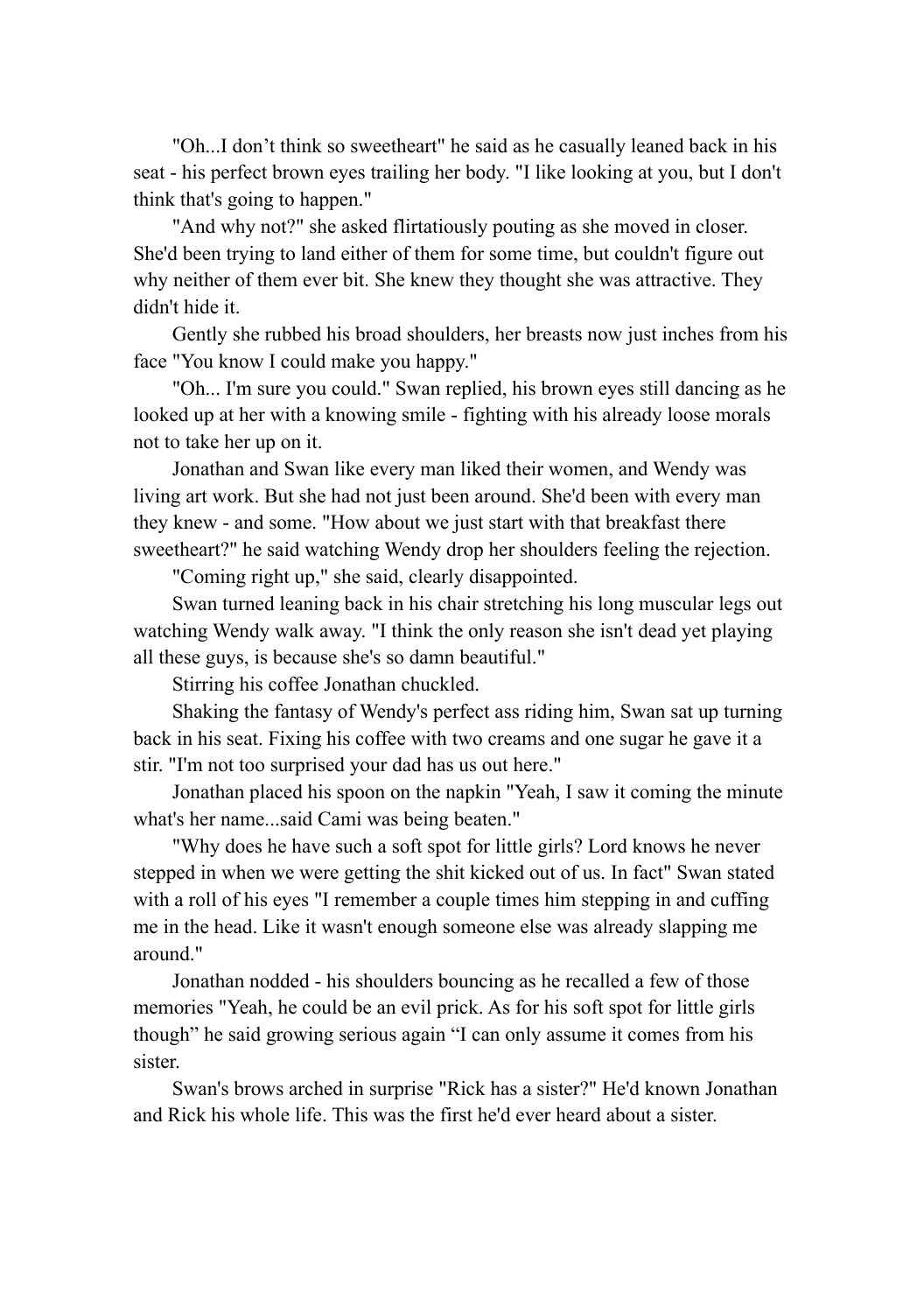"Oh...I don't think so sweetheart" he said as he casually leaned back in his seat - his perfect brown eyes trailing her body. "I like looking at you, but I don't think that's going to happen."

"And why not?" she asked flirtatiously pouting as she moved in closer. She'd been trying to land either of them for some time, but couldn't figure out why neither of them ever bit. She knew they thought she was attractive. They didn't hide it.

Gently she rubbed his broad shoulders, her breasts now just inches from his face "You know I could make you happy."

"Oh... I'm sure you could." Swan replied, his brown eyes still dancing as he looked up at her with a knowing smile - fighting with his already loose morals not to take her up on it.

Jonathan and Swan like every man liked their women, and Wendy was living art work. But she had not just been around. She'd been with every man they knew - and some. "How about we just start with that breakfast there sweetheart?" he said watching Wendy drop her shoulders feeling the rejection.

"Coming right up," she said, clearly disappointed.

Swan turned leaning back in his chair stretching his long muscular legs out watching Wendy walk away. "I think the only reason she isn't dead yet playing all these guys, is because she's so damn beautiful."

Stirring his coffee Jonathan chuckled.

Shaking the fantasy of Wendy's perfect ass riding him, Swan sat up turning back in his seat. Fixing his coffee with two creams and one sugar he gave it a stir. "I'm not too surprised your dad has us out here."

Jonathan placed his spoon on the napkin "Yeah, I saw it coming the minute what's her name...said Cami was being beaten."

"Why does he have such a soft spot for little girls? Lord knows he never stepped in when we were getting the shit kicked out of us. In fact" Swan stated with a roll of his eyes "I remember a couple times him stepping in and cuffing me in the head. Like it wasn't enough someone else was already slapping me around."

Jonathan nodded - his shoulders bouncing as he recalled a few of those memories "Yeah, he could be an evil prick. As for his soft spot for little girls though" he said growing serious again "I can only assume it comes from his sister.

Swan's brows arched in surprise "Rick has a sister?" He'd known Jonathan and Rick his whole life. This was the first he'd ever heard about a sister.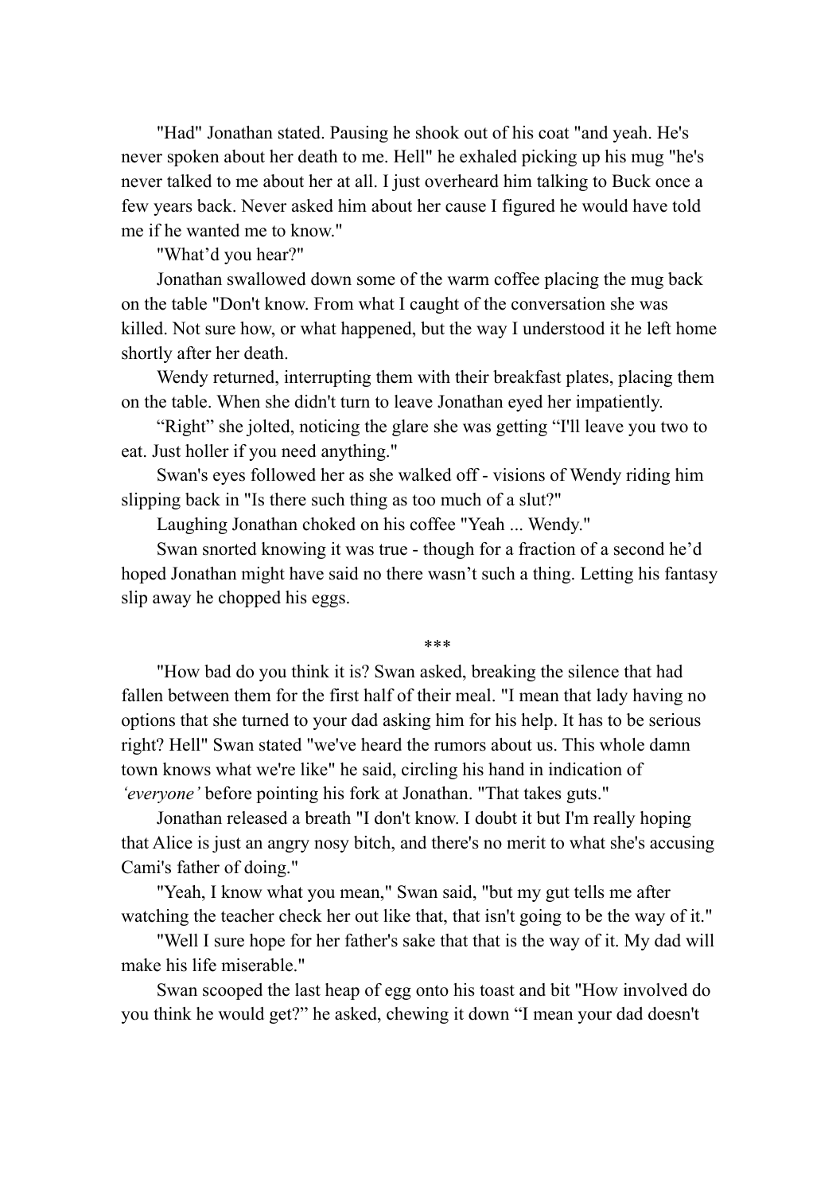"Had" Jonathan stated. Pausing he shook out of his coat "and yeah. He's never spoken about her death to me. Hell" he exhaled picking up his mug "he's never talked to me about her at all. I just overheard him talking to Buck once a few years back. Never asked him about her cause I figured he would have told me if he wanted me to know."

"What'd you hear?"

Jonathan swallowed down some of the warm coffee placing the mug back on the table "Don't know. From what I caught of the conversation she was killed. Not sure how, or what happened, but the way I understood it he left home shortly after her death.

Wendy returned, interrupting them with their breakfast plates, placing them on the table. When she didn't turn to leave Jonathan eyed her impatiently.

"Right" she jolted, noticing the glare she was getting "I'll leave you two to eat. Just holler if you need anything."

Swan's eyes followed her as she walked off - visions of Wendy riding him slipping back in "Is there such thing as too much of a slut?"

Laughing Jonathan choked on his coffee "Yeah ... Wendy."

Swan snorted knowing it was true - though for a fraction of a second he'd hoped Jonathan might have said no there wasn't such a thing. Letting his fantasy slip away he chopped his eggs.

***

"How bad do you think it is? Swan asked, breaking the silence that had fallen between them for the first half of their meal. "I mean that lady having no options that she turned to your dad asking him for his help. It has to be serious right? Hell" Swan stated "we've heard the rumors about us. This whole damn town knows what we're like" he said, circling his hand in indication of *'everyone'* before pointing his fork at Jonathan. "That takes guts."

Jonathan released a breath "I don't know. I doubt it but I'm really hoping that Alice is just an angry nosy bitch, and there's no merit to what she's accusing Cami's father of doing."

"Yeah, I know what you mean," Swan said, "but my gut tells me after watching the teacher check her out like that, that isn't going to be the way of it."

"Well I sure hope for her father's sake that that is the way of it. My dad will make his life miserable."

Swan scooped the last heap of egg onto his toast and bit "How involved do you think he would get?" he asked, chewing it down "I mean your dad doesn't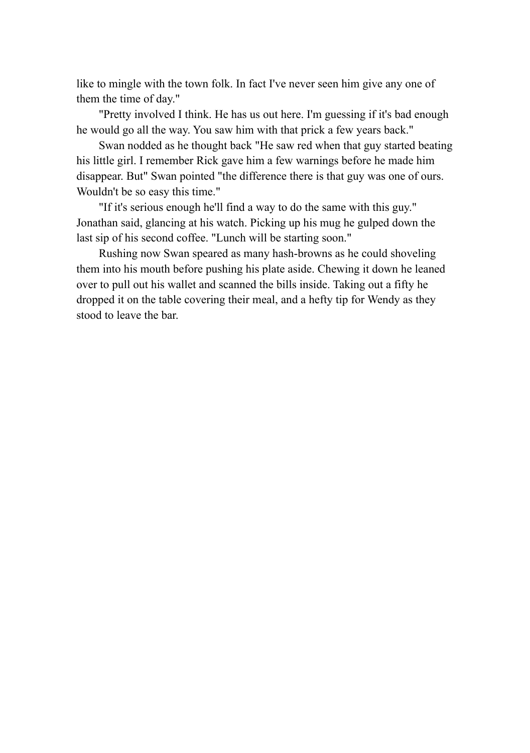like to mingle with the town folk. In fact I've never seen him give any one of them the time of day."

"Pretty involved I think. He has us out here. I'm guessing if it's bad enough he would go all the way. You saw him with that prick a few years back."

Swan nodded as he thought back "He saw red when that guy started beating his little girl. I remember Rick gave him a few warnings before he made him disappear. But" Swan pointed "the difference there is that guy was one of ours. Wouldn't be so easy this time."

"If it's serious enough he'll find a way to do the same with this guy." Jonathan said, glancing at his watch. Picking up his mug he gulped down the last sip of his second coffee. "Lunch will be starting soon."

Rushing now Swan speared as many hash-browns as he could shoveling them into his mouth before pushing his plate aside. Chewing it down he leaned over to pull out his wallet and scanned the bills inside. Taking out a fifty he dropped it on the table covering their meal, and a hefty tip for Wendy as they stood to leave the bar.